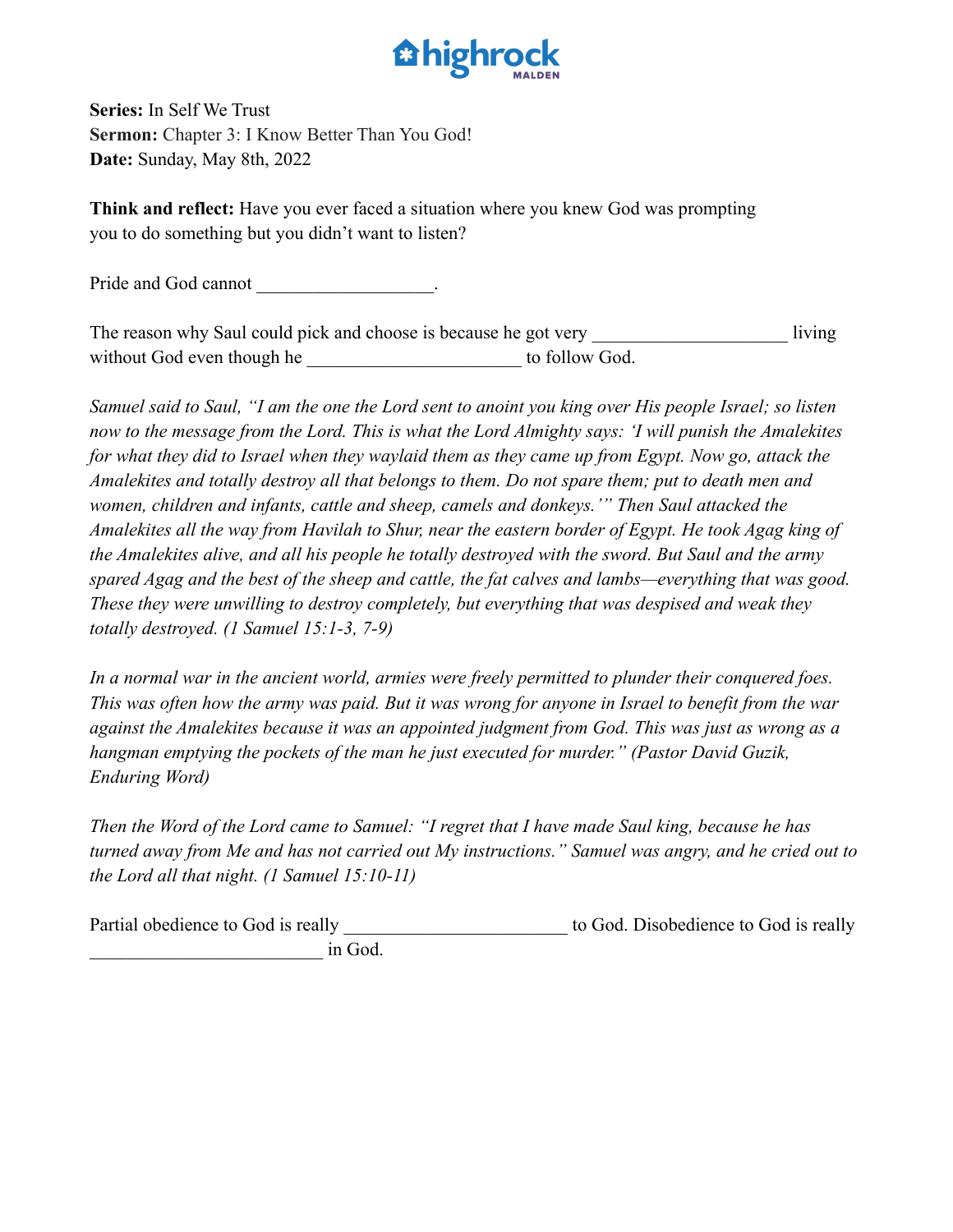**Series:** In Self We Trust
**Sermon:** Chapter 3: I Know Better Than You God!
**Date:** Sunday, May 8th, 2022

**Think and reflect:** Have you ever faced a situation where you knew God was prompting you to do something but you didn't want to listen?

Pride and God cannot ___________________.

The reason why Saul could pick and choose is because he got very _____________________ living without God even though he ______________________ to follow God.

*Samuel said to Saul, "I am the one the Lord sent to anoint you king over His people Israel; so listen now to the message from the Lord. This is what the Lord Almighty says: 'I will punish the Amalekites for what they did to Israel when they waylaid them as they came up from Egypt. Now go, attack the Amalekites and totally destroy all that belongs to them. Do not spare them; put to death men and women, children and infants, cattle and sheep, camels and donkeys.'" Then Saul attacked the Amalekites all the way from Havilah to Shur, near the eastern border of Egypt. He took Agag king of the Amalekites alive, and all his people he totally destroyed with the sword. But Saul and the army spared Agag and the best of the sheep and cattle, the fat calves and lambs—everything that was good. These they were unwilling to destroy completely, but everything that was despised and weak they totally destroyed. (1 Samuel 15:1-3, 7-9)*

*In a normal war in the ancient world, armies were freely permitted to plunder their conquered foes. This was often how the army was paid. But it was wrong for anyone in Israel to benefit from the war against the Amalekites because it was an appointed judgment from God. This was just as wrong as a hangman emptying the pockets of the man he just executed for murder." (Pastor David Guzik, Enduring Word)*

*Then the Word of the Lord came to Samuel: "I regret that I have made Saul king, because he has turned away from Me and has not carried out My instructions." Samuel was angry, and he cried out to the Lord all that night. (1 Samuel 15:10-11)*

Partial obedience to God is really _______________________ to God. Disobedience to God is really _________________________ in God.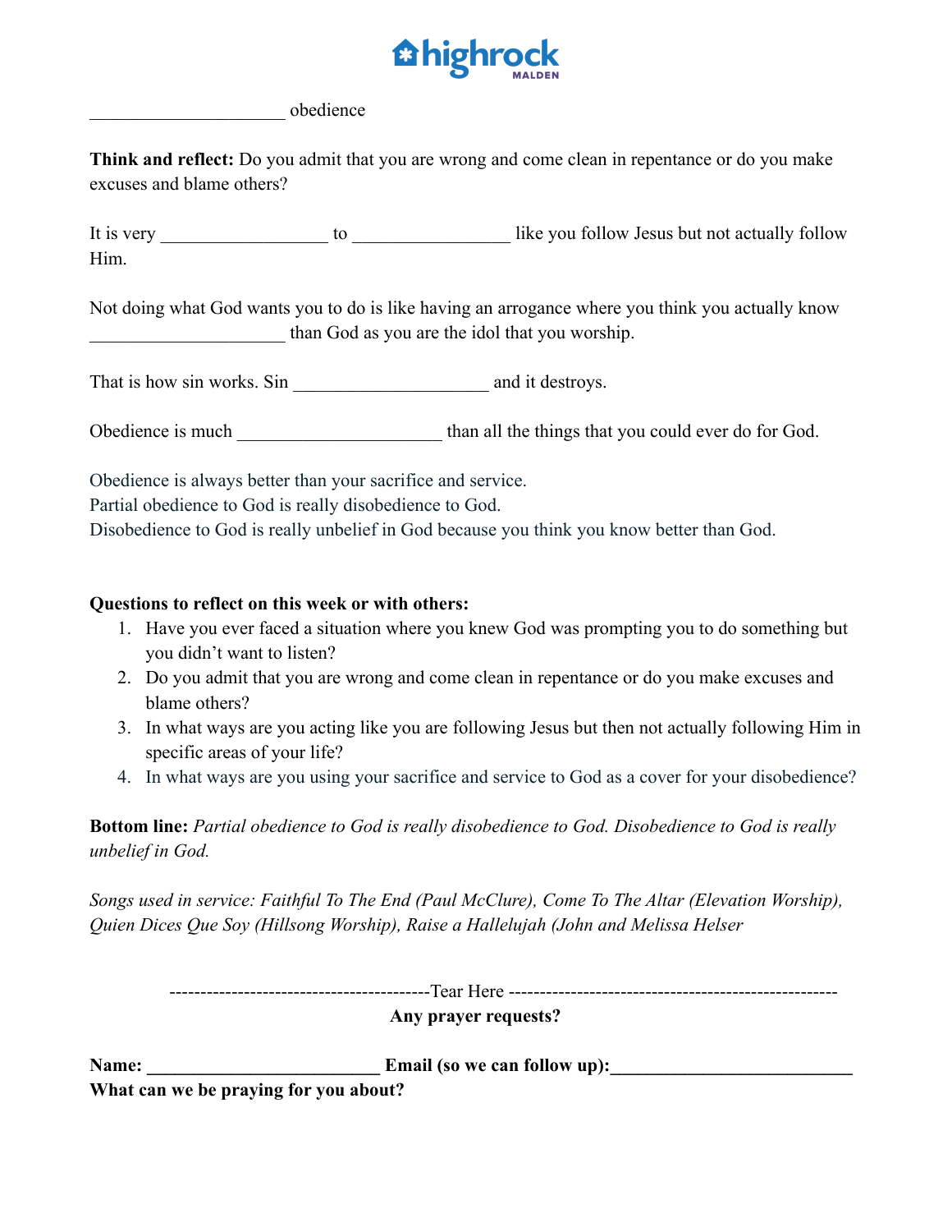highrock MALDEN

_____________________ obedience

**Think and reflect:** Do you admit that you are wrong and come clean in repentance or do you make excuses and blame others?

It is very __________________ to _________________ like you follow Jesus but not actually follow Him.

Not doing what God wants you to do is like having an arrogance where you think you actually know _____________________ than God as you are the idol that you worship.

That is how sin works. Sin _____________________ and it destroys.

Obedience is much ______________________ than all the things that you could ever do for God.

Obedience is always better than your sacrifice and service.
Partial obedience to God is really disobedience to God.
Disobedience to God is really unbelief in God because you think you know better than God.

**Questions to reflect on this week or with others:**

1. Have you ever faced a situation where you knew God was prompting you to do something but you didn't want to listen?
2. Do you admit that you are wrong and come clean in repentance or do you make excuses and blame others?
3. In what ways are you acting like you are following Jesus but then not actually following Him in specific areas of your life?
4. In what ways are you using your sacrifice and service to God as a cover for your disobedience?

**Bottom line:** *Partial obedience to God is really disobedience to God. Disobedience to God is really unbelief in God.*

*Songs used in service: Faithful To The End (Paul McClure), Come To The Altar (Elevation Worship), Quien Dices Que Soy (Hillsong Worship), Raise a Hallelujah (John and Melissa Helser*

-----------------------------------------Tear Here ----------------------------------------------------

**Any prayer requests?**

**Name: _________________________ Email (so we can follow up):__________________________**

**What can we be praying for you about?**